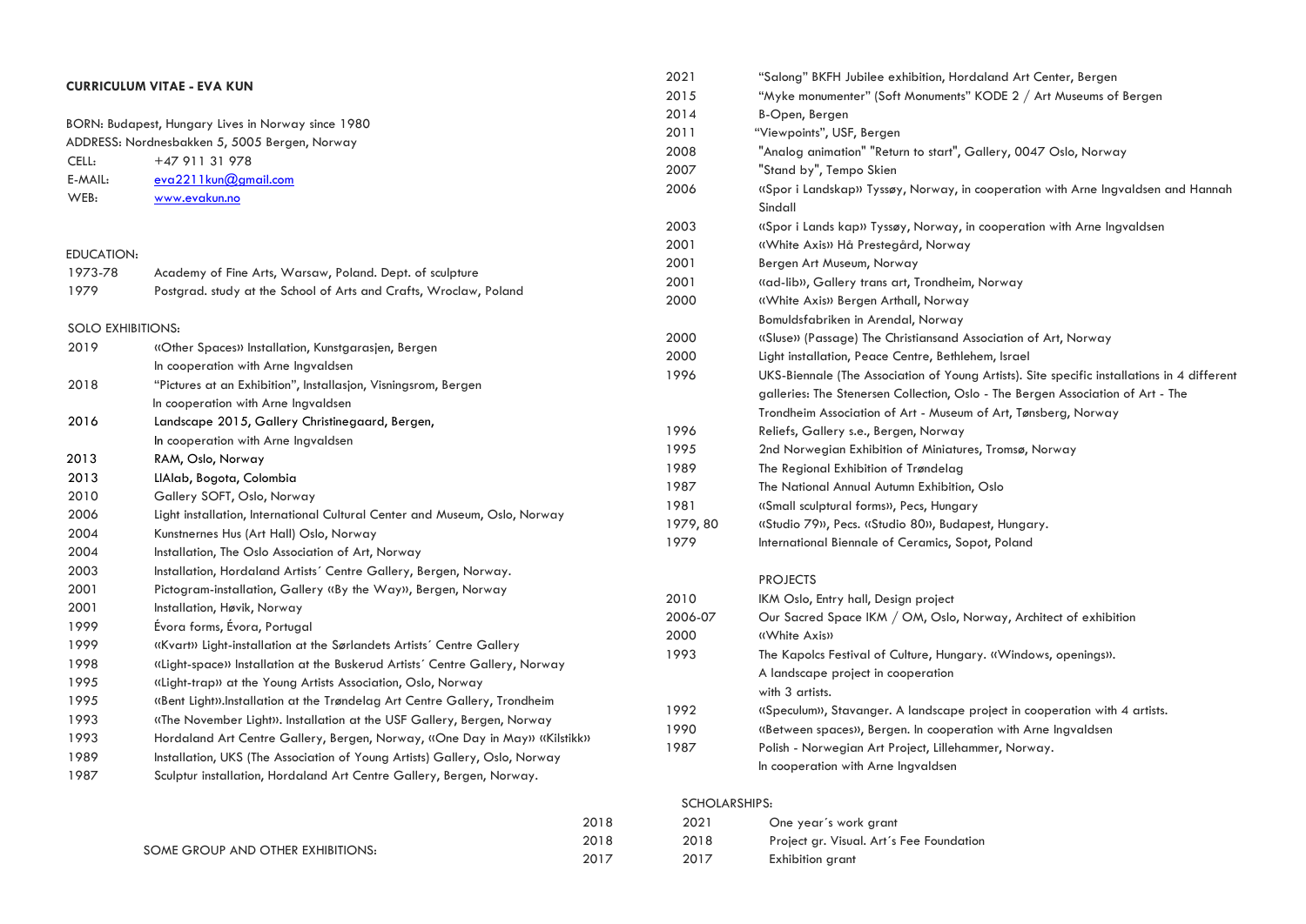**CURRICULUM VITAE - EVA KUN**

BORN: Budapest, Hungary Lives in Norway since 1980
ADDRESS: Nordnesbakken 5, 5005 Bergen, Norway

| | |
|---|---|
| CELL: | +47 911 31 978 |
| E-MAIL: | eva2211kun@gmail.com |
| WEB: | www.evakun.no |

EDUCATION:

| | |
|---|---|
| 1973-78 | Academy of Fine Arts, Warsaw, Poland. Dept. of sculpture |
| 1979 | Postgrad. study at the School of Arts and Crafts, Wroclaw, Poland |

SOLO EXHIBITIONS:

| | |
|---|---|
| 2019 | «Other Spaces» Installation, Kunstgarasjen, Bergen<br>In cooperation with Arne Ingvaldsen |
| 2018 | "Pictures at an Exhibition", Installasjon, Visningsrom, Bergen<br>In cooperation with Arne Ingvaldsen |
| 2016 | Landscape 2015, Gallery Christinegaard, Bergen,<br>In cooperation with Arne Ingvaldsen |
| 2013 | RAM, Oslo, Norway |
| 2013 | LIAlab, Bogota, Colombia |
| 2010 | Gallery SOFT, Oslo, Norway |
| 2006 | Light installation, International Cultural Center and Museum, Oslo, Norway |
| 2004 | Kunstnernes Hus (Art Hall) Oslo, Norway |
| 2004 | Installation, The Oslo Association of Art, Norway |
| 2003 | Installation, Hordaland Artists´ Centre Gallery, Bergen, Norway. |
| 2001 | Pictogram-installation, Gallery «By the Way», Bergen, Norway |
| 2001 | Installation, Høvik, Norway |
| 1999 | Évora forms, Évora, Portugal |
| 1999 | «Kvart» Light-installation at the Sørlandets Artists´ Centre Gallery |
| 1998 | «Light-space» Installation at the Buskerud Artists´ Centre Gallery, Norway |
| 1995 | «Light-trap» at the Young Artists Association, Oslo, Norway |
| 1995 | «Bent Light».Installation at the Trøndelag Art Centre Gallery, Trondheim |
| 1993 | «The November Light». Installation at the USF Gallery, Bergen, Norway |
| 1993 | Hordaland Art Centre Gallery, Bergen, Norway, «One Day in May» «Kilstikk» |
| 1989 | Installation, UKS (The Association of Young Artists) Gallery, Oslo, Norway |
| 1987 | Sculptur installation, Hordaland Art Centre Gallery, Bergen, Norway. |

SOME GROUP AND OTHER EXHIBITIONS:

| | |
|---|---|
| 2021 | "Salong" BKFH Jubilee exhibition, Hordaland Art Center, Bergen |
| 2015 | "Myke monumenter" (Soft Monuments" KODE 2 / Art Museums of Bergen |
| 2014 | B-Open, Bergen |
| 2011 | "Viewpoints", USF, Bergen |
| 2008 | "Analog animation" "Return to start", Gallery, 0047 Oslo, Norway |
| 2007 | "Stand by", Tempo Skien |
| 2006 | «Spor i Landskap» Tyssøy, Norway, in cooperation with Arne Ingvaldsen and Hannah Sindall |
| 2003 | «Spor i Lands kap» Tyssøy, Norway, in cooperation with Arne Ingvaldsen |
| 2001 | «White Axis» Hå Prestegård, Norway |
| 2001 | Bergen Art Museum, Norway |
| 2001 | «ad-lib», Gallery trans art, Trondheim, Norway |
| 2000 | «White Axis» Bergen Arthall, Norway<br>Bomuldsfabriken in Arendal, Norway |
| 2000 | «Sluse» (Passage) The Christiansand Association of Art, Norway |
| 2000 | Light installation, Peace Centre, Bethlehem, Israel |
| 1996 | UKS-Biennale (The Association of Young Artists). Site specific installations in 4 different galleries: The Stenersen Collection, Oslo - The Bergen Association of Art - The Trondheim Association of Art - Museum of Art, Tønsberg, Norway |
| 1996 | Reliefs, Gallery s.e., Bergen, Norway |
| 1995 | 2nd Norwegian Exhibition of Miniatures, Tromsø, Norway |
| 1989 | The Regional Exhibition of Trøndelag |
| 1987 | The National Annual Autumn Exhibition, Oslo |
| 1981 | «Small sculptural forms», Pecs, Hungary |
| 1979, 80 | «Studio 79», Pecs. «Studio 80», Budapest, Hungary. |
| 1979 | International Biennale of Ceramics, Sopot, Poland |

PROJECTS

| | |
|---|---|
| 2010 | IKM Oslo, Entry hall, Design project |
| 2006-07 | Our Sacred Space IKM / OM, Oslo, Norway, Architect of exhibition |
| 2000 | «White Axis» |
| 1993 | The Kapolcs Festival of Culture, Hungary. «Windows, openings».<br>A landscape project in cooperation<br>with 3 artists. |
| 1992 | «Speculum», Stavanger. A landscape project in cooperation with 4 artists. |
| 1990 | «Between spaces», Bergen. In cooperation with Arne Ingvaldsen |
| 1987 | Polish - Norwegian Art Project, Lillehammer, Norway.<br>In cooperation with Arne Ingvaldsen |

SCHOLARSHIPS:

| | |
|---|---|
| 2021 | One year´s work grant |
| 2018 | Project gr. Visual. Art´s Fee Foundation |
| 2017 | Exhibition grant |

2018
2018
2017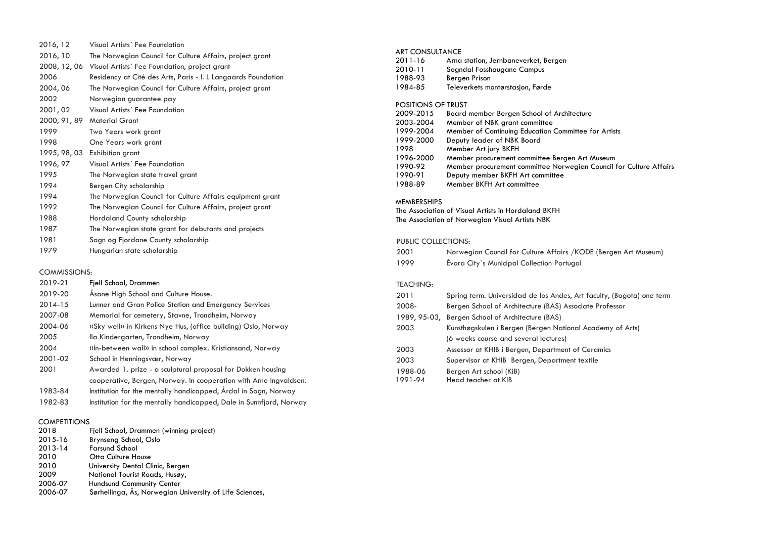| | |
|---|---|
| 2016, 12 | Visual Artists´ Fee Foundation |
| 2016, 10 | The Norwegian Council for Culture Affairs, project grant |
| 2008, 12, 06 | Visual Artists´ Fee Foundation, project grant |
| 2006 | Residency at Cité des Arts, Paris - I. L Langaards Foundation |
| 2004, 06 | The Norwegian Council for Culture Affairs, project grant |
| 2002 | Norwegian guarantee pay |
| 2001, 02 | Visual Artists´ Fee Foundation |
| 2000, 91, 89 | Material Grant |
| 1999 | Two Years work grant |
| 1998 | One Years work grant |
| 1995, 98, 03 | Exhibition grant |
| 1996, 97 | Visual Artists´ Fee Foundation |
| 1995 | The Norwegian state travel grant |
| 1994 | Bergen City scholarship |
| 1994 | The Norwegian Council for Culture Affairs equipment grant |
| 1992 | The Norwegian Council for Culture Affairs, project grant |
| 1988 | Hordaland County scholarship |
| 1987 | The Norwegian state grant for debutants and projects |
| 1981 | Sogn og Fjordane County scholarship |
| 1979 | Hungarian state scholarship |

## COMMISSIONS:

| | |
|---|---|
| 2019-21 | Fjell School, Drammen |
| 2019-20 | Åsane High School and Culture House. |
| 2014-15 | Lunner and Gran Police Station and Emergency Services |
| 2007-08 | Memorial for cemetery, Stavne, Trondheim, Norway |
| 2004-06 | «Sky well» in Kirkens Nye Hus, (office building) Oslo, Norway |
| 2005 | Ila Kindergarten, Trondheim, Norway |
| 2004 | «In-between wall» in school complex. Kristiansand, Norway |
| 2001-02 | School in Henningsvær, Norway |
| 2001 | Awarded 1. prize - a sculptural proposal for Dokken housing cooperative, Bergen, Norway. In cooperation with Arne Ingvaldsen. |
| 1983-84 | Institution for the mentally handicapped, Årdal in Sogn, Norway |
| 1982-83 | Institution for the mentally handicapped, Dale in Sunnfjord, Norway |

## COMPETITIONS

| | |
|---|---|
| 2018 | Fjell School, Drammen (winning project) |
| 2015-16 | Brynseng School, Oslo |
| 2013-14 | Farsund School |
| 2010 | Otta Culture House |
| 2010 | University Dental Clinic, Bergen |
| 2009 | National Tourist Roads, Husøy, |
| 2006-07 | Hundsund Community Center |
| 2006-07 | Sørhellinga, Ås, Norwegian University of Life Sciences, |

## ART CONSULTANCE

| | |
|---|---|
| 2011-16 | Arna station, Jernbaneverket, Bergen |
| 2010-11 | Sogndal Fosshaugane Campus |
| 1988-93 | Bergen Prison |
| 1984-85 | Televerkets montørstasjon, Førde |

## POSITIONS OF TRUST

| | |
|---|---|
| 2009-2015 | Board member Bergen School of Architecture |
| 2003-2004 | Member of NBK grant committee |
| 1999-2004 | Member of Continuing Education Committee for Artists |
| 1999-2000 | Deputy leader of NBK Board |
| 1998 | Member Art jury BKFH |
| 1996-2000 | Member procurement committee Bergen Art Museum |
| 1990-92 | Member procurement committee Norwegian Council for Culture Affairs |
| 1990-91 | Deputy member BKFH Art committee |
| 1988-89 | Member BKFH Art committee |

## MEMBERSHIPS

The Association of Visual Artists in Hordaland BKFH
The Association of Norwegian Visual Artists NBK

## PUBLIC COLLECTIONS:

| | |
|---|---|
| 2001 | Norwegian Council for Culture Affairs /KODE (Bergen Art Museum) |
| 1999 | Évora City`s Municipal Collection Portugal |

## TEACHING:

| | |
|---|---|
| 2011 | Spring term. Universidad de los Andes, Art faculty, (Bogota) one term |
| 2008- | Bergen School of Architecture (BAS) Associate Professor |
| 1989, 95-03, | Bergen School of Architecture (BAS) |
| 2003 | Kunsthøgskulen i Bergen (Bergen National Academy of Arts) (6 weeks course and several lectures) |
| 2003 | Assessor at KHIB i Bergen, Department of Ceramics |
| 2003 | Supervisor at KHIB Bergen, Department textile |
| 1988-06 | Bergen Art school (KiB) |
| 1991-94 | Head teacher at KIB |